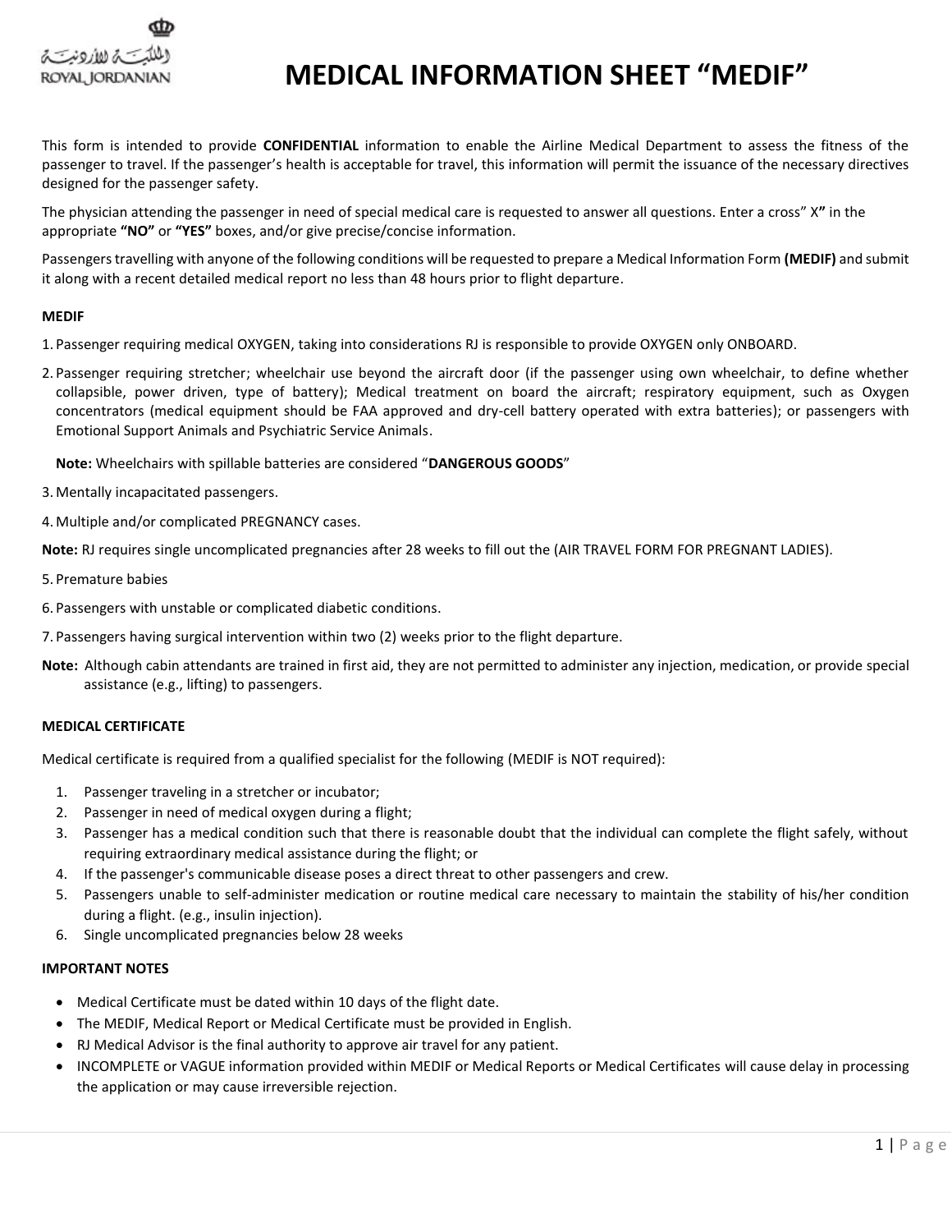# MEDICAL INFORMATION SHEET "MEDIF"

This form is intended to provide **CONFIDENTIAL** information to enable the Airline Medical Department to assess the fitness of the passenger to travel. If the passenger's health is acceptable for travel, this information will permit the issuance of the necessary directives designed for the passenger safety.

The physician attending the passenger in need of special medical care is requested to answer all questions. Enter a cross" X**"** in the appropriate **"NO"** or **"YES"** boxes, and/or give precise/concise information.

Passengers travelling with anyone of the following conditions will be requested to prepare a Medical Information Form **(MEDIF)** and submit it along with a recent detailed medical report no less than 48 hours prior to flight departure.

**MEDIF**

1. Passenger requiring medical OXYGEN, taking into considerations RJ is responsible to provide OXYGEN only ONBOARD.
2. Passenger requiring stretcher; wheelchair use beyond the aircraft door (if the passenger using own wheelchair, to define whether collapsible, power driven, type of battery); Medical treatment on board the aircraft; respiratory equipment, such as Oxygen concentrators (medical equipment should be FAA approved and dry-cell battery operated with extra batteries); or passengers with Emotional Support Animals and Psychiatric Service Animals.

   **Note:** Wheelchairs with spillable batteries are considered "**DANGEROUS GOODS**"

3. Mentally incapacitated passengers.
4. Multiple and/or complicated PREGNANCY cases.

**Note:** RJ requires single uncomplicated pregnancies after 28 weeks to fill out the (AIR TRAVEL FORM FOR PREGNANT LADIES).

5. Premature babies
6. Passengers with unstable or complicated diabetic conditions.
7. Passengers having surgical intervention within two (2) weeks prior to the flight departure.

**Note:** Although cabin attendants are trained in first aid, they are not permitted to administer any injection, medication, or provide special assistance (e.g., lifting) to passengers.

**MEDICAL CERTIFICATE**

Medical certificate is required from a qualified specialist for the following (MEDIF is NOT required):

1. Passenger traveling in a stretcher or incubator;
2. Passenger in need of medical oxygen during a flight;
3. Passenger has a medical condition such that there is reasonable doubt that the individual can complete the flight safely, without requiring extraordinary medical assistance during the flight; or
4. If the passenger's communicable disease poses a direct threat to other passengers and crew.
5. Passengers unable to self-administer medication or routine medical care necessary to maintain the stability of his/her condition during a flight. (e.g., insulin injection).
6. Single uncomplicated pregnancies below 28 weeks

**IMPORTANT NOTES**

- Medical Certificate must be dated within 10 days of the flight date.
- The MEDIF, Medical Report or Medical Certificate must be provided in English.
- RJ Medical Advisor is the final authority to approve air travel for any patient.
- INCOMPLETE or VAGUE information provided within MEDIF or Medical Reports or Medical Certificates will cause delay in processing the application or may cause irreversible rejection.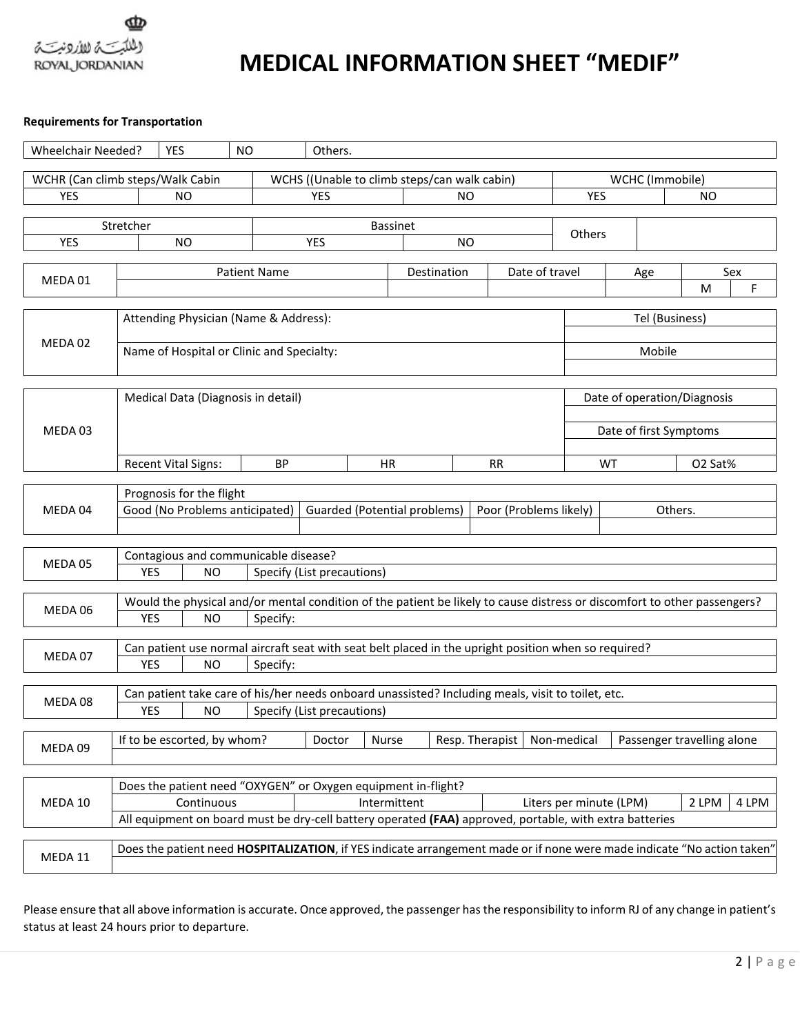ROYAL JORDANIAN

# MEDICAL INFORMATION SHEET "MEDIF"

**Requirements for Transportation**

| Wheelchair Needed? | YES | NO | Others. |
|---|---|---|---|

| WCHR (Can climb steps/Walk Cabin | | WCHS ((Unable to climb steps/can walk cabin) | | WCHC (Immobile) | |
|---|---|---|---|---|---|
| YES | NO | YES | NO | YES | NO |

| Stretcher | | Bassinet | | Others | |
|---|---|---|---|---|---|
| YES | NO | YES | NO | | |

| MEDA 01 | Patient Name | Destination | Date of travel | Age | Sex | |
|---|---|---|---|---|---|---|
| | | | | | M | F |

| MEDA 02 | Attending Physician (Name & Address): | Tel (Business) |
|---|---|---|
| | | |
| | Name of Hospital or Clinic and Specialty: | Mobile |
| | | |

| MEDA 03 | Medical Data (Diagnosis in detail) | | | | Date of operation/Diagnosis | |
|---|---|---|---|---|---|---|
| | | | | | | |
| | | | | | Date of first Symptoms | |
| | | | | | | |
| | Recent Vital Signs: | BP | HR | RR | WT | O2 Sat% |

| MEDA 04 | Prognosis for the flight | | | |
|---|---|---|---|---|
| | Good (No Problems anticipated) | Guarded (Potential problems) | Poor (Problems likely) | Others. |
| | | | | |

| MEDA 05 | Contagious and communicable disease? | | |
|---|---|---|---|
| | YES | NO | Specify (List precautions) |

| MEDA 06 | Would the physical and/or mental condition of the patient be likely to cause distress or discomfort to other passengers? | | |
|---|---|---|---|
| | YES | NO | Specify: |

| MEDA 07 | Can patient use normal aircraft seat with seat belt placed in the upright position when so required? | | |
|---|---|---|---|
| | YES | NO | Specify: |

| MEDA 08 | Can patient take care of his/her needs onboard unassisted? Including meals, visit to toilet, etc. | | |
|---|---|---|---|
| | YES | NO | Specify (List precautions) |

| MEDA 09 | If to be escorted, by whom? | Doctor | Nurse | Resp. Therapist | Non-medical | Passenger travelling alone |
|---|---|---|---|---|---|---|
| | | | | | | |

| MEDA 10 | Does the patient need "OXYGEN" or Oxygen equipment in-flight? | | | | |
|---|---|---|---|---|---|
| | Continuous | Intermittent | Liters per minute (LPM) | 2 LPM | 4 LPM |
| | All equipment on board must be dry-cell battery operated **(FAA)** approved, portable, with extra batteries | | | | |

| MEDA 11 | Does the patient need **HOSPITALIZATION**, if YES indicate arrangement made or if none were made indicate "No action taken" |
|---|---|
| | |

Please ensure that all above information is accurate. Once approved, the passenger has the responsibility to inform RJ of any change in patient's status at least 24 hours prior to departure.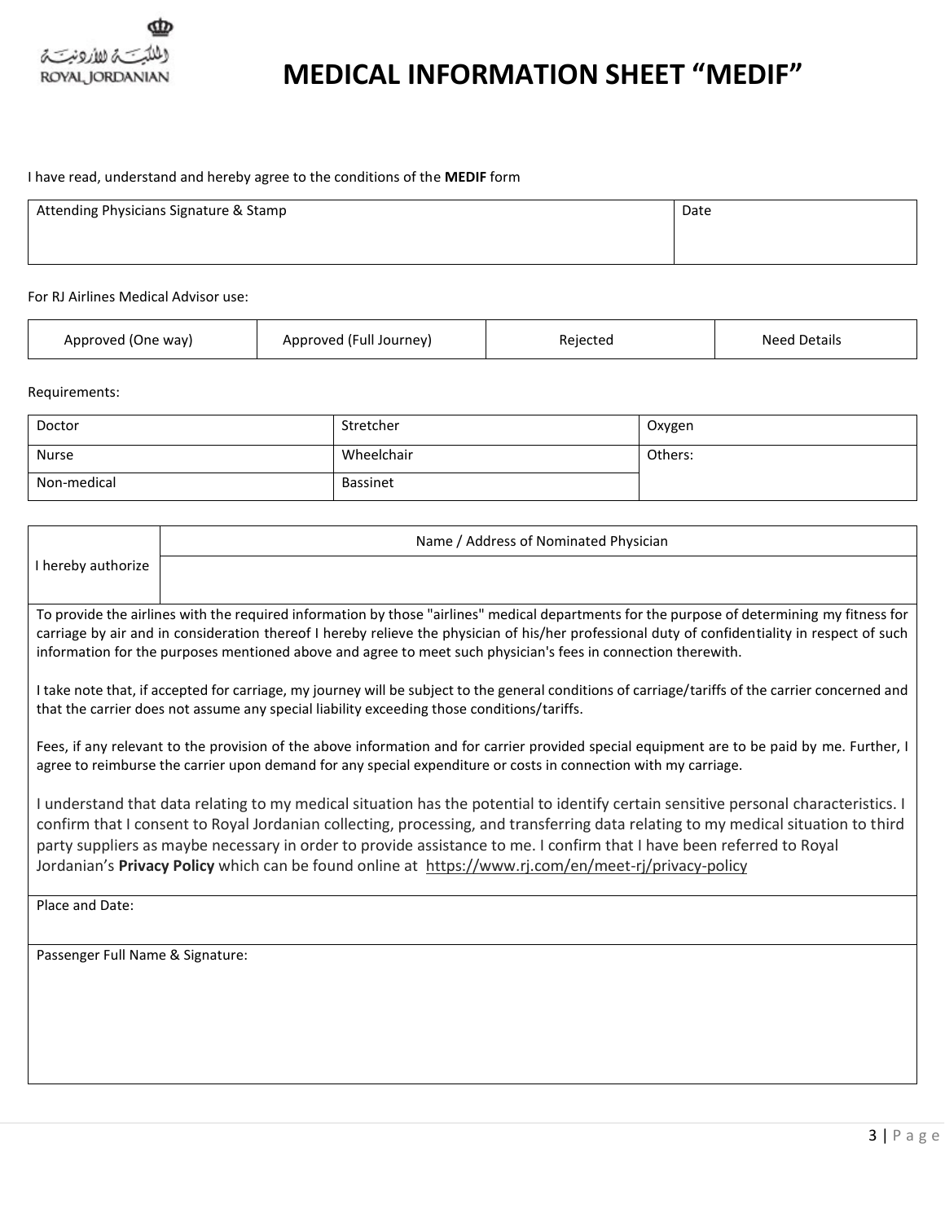ROYAL JORDANIAN

# MEDICAL INFORMATION SHEET "MEDIF"

I have read, understand and hereby agree to the conditions of the **MEDIF** form

| | |
|---|---|
| Attending Physicians Signature & Stamp | Date |

For RJ Airlines Medical Advisor use:

| | | | |
|---|---|---|---|
| Approved (One way) | Approved (Full Journey) | Rejected | Need Details |

Requirements:

| | | |
|---|---|---|
| Doctor | Stretcher | Oxygen |
| Nurse | Wheelchair | Others: |
| Non-medical | Bassinet | |

| | |
|---|---|
| I hereby authorize | Name / Address of Nominated Physician |
| | |

To provide the airlines with the required information by those "airlines" medical departments for the purpose of determining my fitness for carriage by air and in consideration thereof I hereby relieve the physician of his/her professional duty of confidentiality in respect of such information for the purposes mentioned above and agree to meet such physician's fees in connection therewith.

I take note that, if accepted for carriage, my journey will be subject to the general conditions of carriage/tariffs of the carrier concerned and that the carrier does not assume any special liability exceeding those conditions/tariffs.

Fees, if any relevant to the provision of the above information and for carrier provided special equipment are to be paid by me. Further, I agree to reimburse the carrier upon demand for any special expenditure or costs in connection with my carriage.

I understand that data relating to my medical situation has the potential to identify certain sensitive personal characteristics. I confirm that I consent to Royal Jordanian collecting, processing, and transferring data relating to my medical situation to third party suppliers as maybe necessary in order to provide assistance to me. I confirm that I have been referred to Royal Jordanian's **Privacy Policy** which can be found online at https://www.rj.com/en/meet-rj/privacy-policy

Place and Date:

Passenger Full Name & Signature: